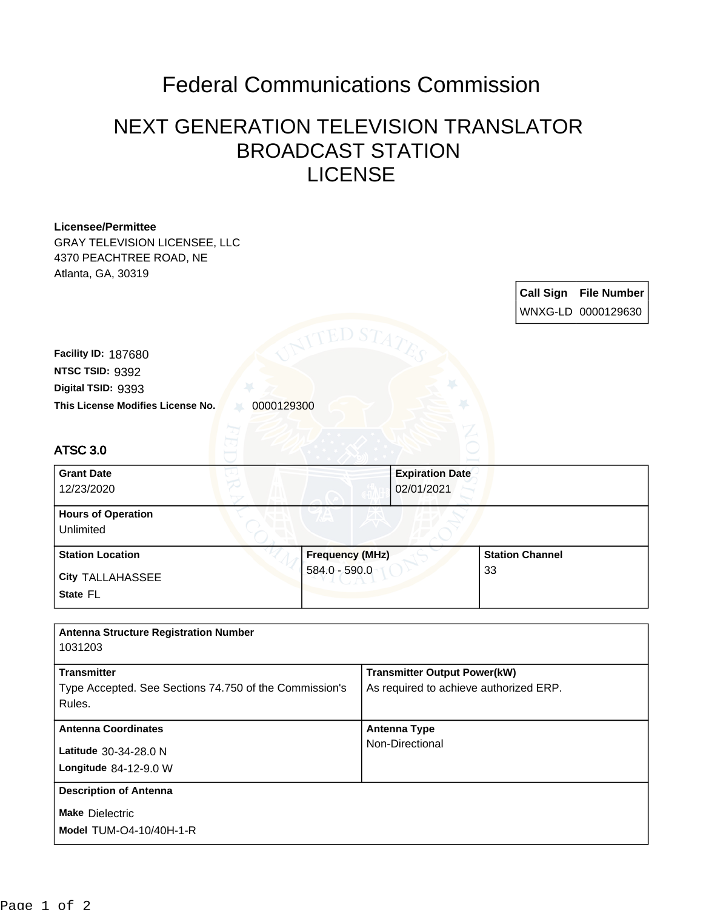# Federal Communications Commission

## NEXT GENERATION TELEVISION TRANSLATOR BROADCAST STATION LICENSE

**Licensee/Permittee**
GRAY TELEVISION LICENSEE, LLC
4370 PEACHTREE ROAD, NE
Atlanta, GA, 30319

| Call Sign | File Number |
| --- | --- |
| WNXG-LD | 0000129630 |

**Facility ID:** 187680
**NTSC TSID:** 9392
**Digital TSID:** 9393
**This License Modifies License No.** 0000129300

### ATSC 3.0

| Grant Date | Expiration Date |
| --- | --- |
| 12/23/2020 | 02/01/2021 |

**Hours of Operation**
Unlimited

| Station Location | Frequency (MHz) | Station Channel |
| --- | --- | --- |
| City TALLAHASSEE<br>State FL | 584.0 - 590.0 | 33 |

**Antenna Structure Registration Number**
1031203

| Transmitter | Transmitter Output Power(kW) |
| --- | --- |
| Type Accepted. See Sections 74.750 of the Commission's Rules. | As required to achieve authorized ERP. |

| Antenna Coordinates | Antenna Type |
| --- | --- |
| Latitude 30-34-28.0 N<br>Longitude 84-12-9.0 W | Non-Directional |

**Description of Antenna**
**Make** Dielectric
**Model** TUM-O4-10/40H-1-R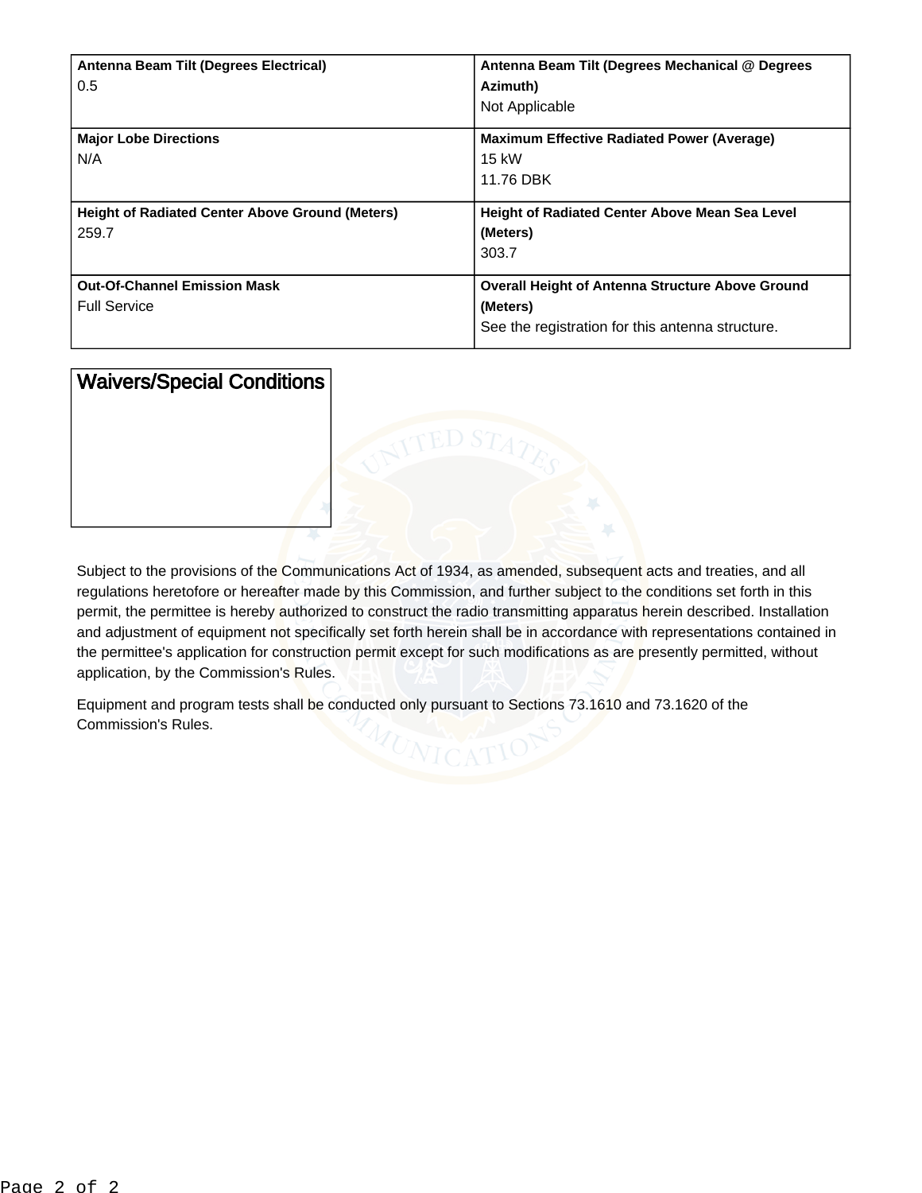| | |
|---|---|
| **Antenna Beam Tilt (Degrees Electrical)**<br>0.5 | **Antenna Beam Tilt (Degrees Mechanical @ Degrees Azimuth)**<br>Not Applicable |
| **Major Lobe Directions**<br>N/A | **Maximum Effective Radiated Power (Average)**<br>15 kW<br>11.76 DBK |
| **Height of Radiated Center Above Ground (Meters)**<br>259.7 | **Height of Radiated Center Above Mean Sea Level (Meters)**<br>303.7 |
| **Out-Of-Channel Emission Mask**<br>Full Service | **Overall Height of Antenna Structure Above Ground (Meters)**<br>See the registration for this antenna structure. |

## Waivers/Special Conditions

Subject to the provisions of the Communications Act of 1934, as amended, subsequent acts and treaties, and all regulations heretofore or hereafter made by this Commission, and further subject to the conditions set forth in this permit, the permittee is hereby authorized to construct the radio transmitting apparatus herein described. Installation and adjustment of equipment not specifically set forth herein shall be in accordance with representations contained in the permittee's application for construction permit except for such modifications as are presently permitted, without application, by the Commission's Rules.

Equipment and program tests shall be conducted only pursuant to Sections 73.1610 and 73.1620 of the Commission's Rules.